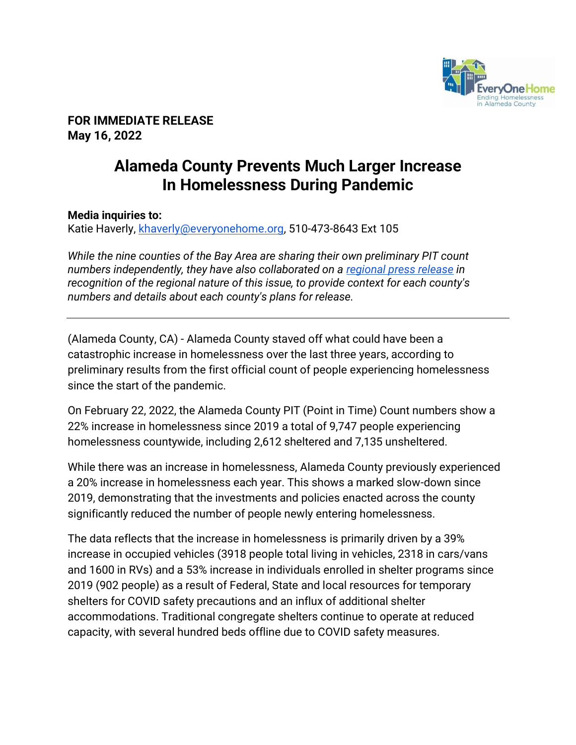**FOR IMMEDIATE RELEASE**
**May 16, 2022**

# Alameda County Prevents Much Larger Increase In Homelessness During Pandemic

**Media inquiries to:**
Katie Haverly, khaverly@everyonehome.org, 510-473-8643 Ext 105

*While the nine counties of the Bay Area are sharing their own preliminary PIT count numbers independently, they have also collaborated on a regional press release in recognition of the regional nature of this issue, to provide context for each county's numbers and details about each county's plans for release.*

---

(Alameda County, CA) - Alameda County staved off what could have been a catastrophic increase in homelessness over the last three years, according to preliminary results from the first official count of people experiencing homelessness since the start of the pandemic.

On February 22, 2022, the Alameda County PIT (Point in Time) Count numbers show a 22% increase in homelessness since 2019 a total of 9,747 people experiencing homelessness countywide, including 2,612 sheltered and 7,135 unsheltered.

While there was an increase in homelessness, Alameda County previously experienced a 20% increase in homelessness each year. This shows a marked slow-down since 2019, demonstrating that the investments and policies enacted across the county significantly reduced the number of people newly entering homelessness.

The data reflects that the increase in homelessness is primarily driven by a 39% increase in occupied vehicles (3918 people total living in vehicles, 2318 in cars/vans and 1600 in RVs) and a 53% increase in individuals enrolled in shelter programs since 2019 (902 people) as a result of Federal, State and local resources for temporary shelters for COVID safety precautions and an influx of additional shelter accommodations. Traditional congregate shelters continue to operate at reduced capacity, with several hundred beds offline due to COVID safety measures.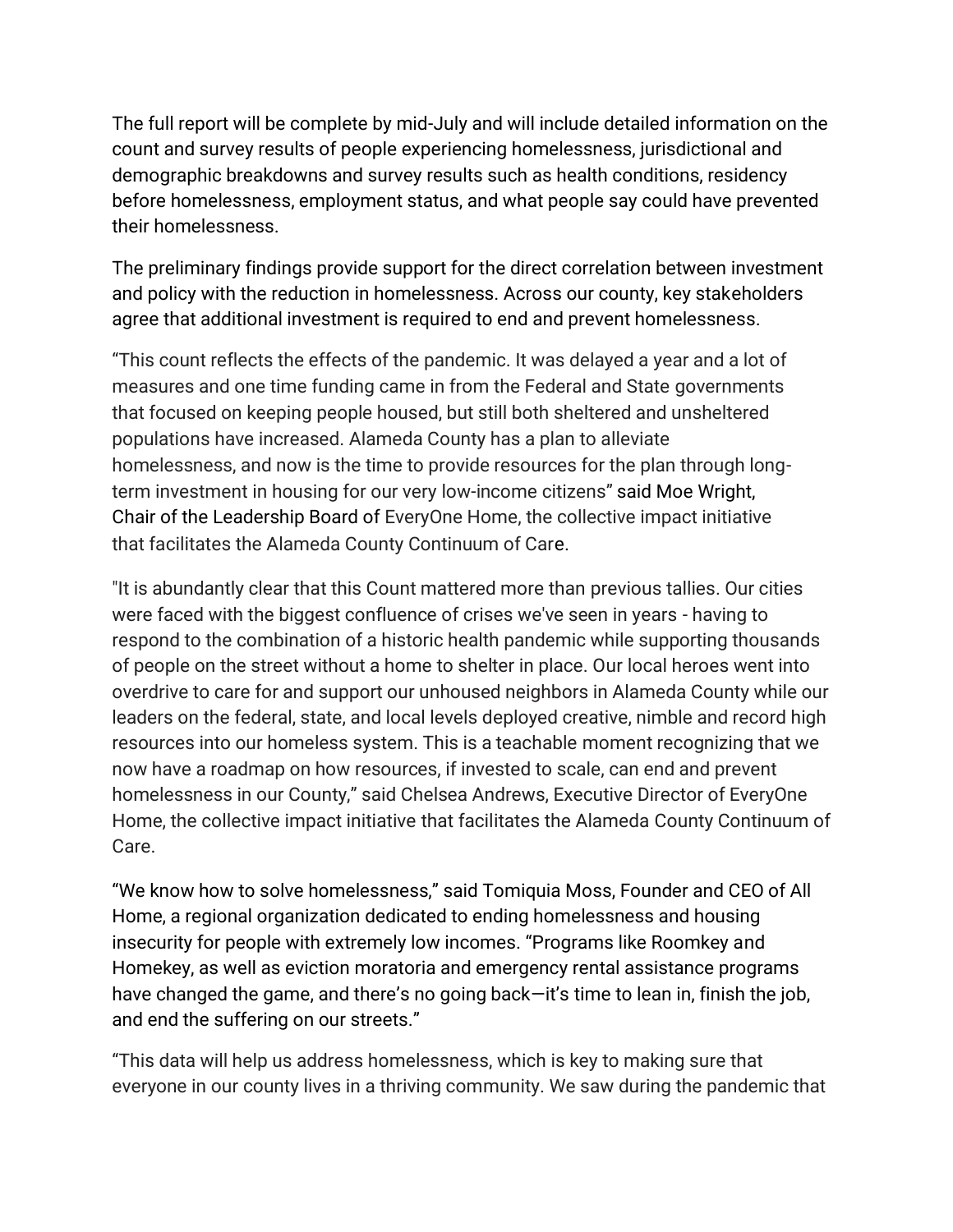The full report will be complete by mid-July and will include detailed information on the count and survey results of people experiencing homelessness, jurisdictional and demographic breakdowns and survey results such as health conditions, residency before homelessness, employment status, and what people say could have prevented their homelessness.

The preliminary findings provide support for the direct correlation between investment and policy with the reduction in homelessness. Across our county, key stakeholders agree that additional investment is required to end and prevent homelessness.

"This count reflects the effects of the pandemic. It was delayed a year and a lot of measures and one time funding came in from the Federal and State governments that focused on keeping people housed, but still both sheltered and unsheltered populations have increased. Alameda County has a plan to alleviate homelessness, and now is the time to provide resources for the plan through long-term investment in housing for our very low-income citizens" said Moe Wright, Chair of the Leadership Board of EveryOne Home, the collective impact initiative that facilitates the Alameda County Continuum of Care.

"It is abundantly clear that this Count mattered more than previous tallies. Our cities were faced with the biggest confluence of crises we've seen in years - having to respond to the combination of a historic health pandemic while supporting thousands of people on the street without a home to shelter in place. Our local heroes went into overdrive to care for and support our unhoused neighbors in Alameda County while our leaders on the federal, state, and local levels deployed creative, nimble and record high resources into our homeless system. This is a teachable moment recognizing that we now have a roadmap on how resources, if invested to scale, can end and prevent homelessness in our County," said Chelsea Andrews, Executive Director of EveryOne Home, the collective impact initiative that facilitates the Alameda County Continuum of Care.

"We know how to solve homelessness," said Tomiquia Moss, Founder and CEO of All Home, a regional organization dedicated to ending homelessness and housing insecurity for people with extremely low incomes. "Programs like Roomkey and Homekey, as well as eviction moratoria and emergency rental assistance programs have changed the game, and there's no going back—it's time to lean in, finish the job, and end the suffering on our streets."

"This data will help us address homelessness, which is key to making sure that everyone in our county lives in a thriving community. We saw during the pandemic that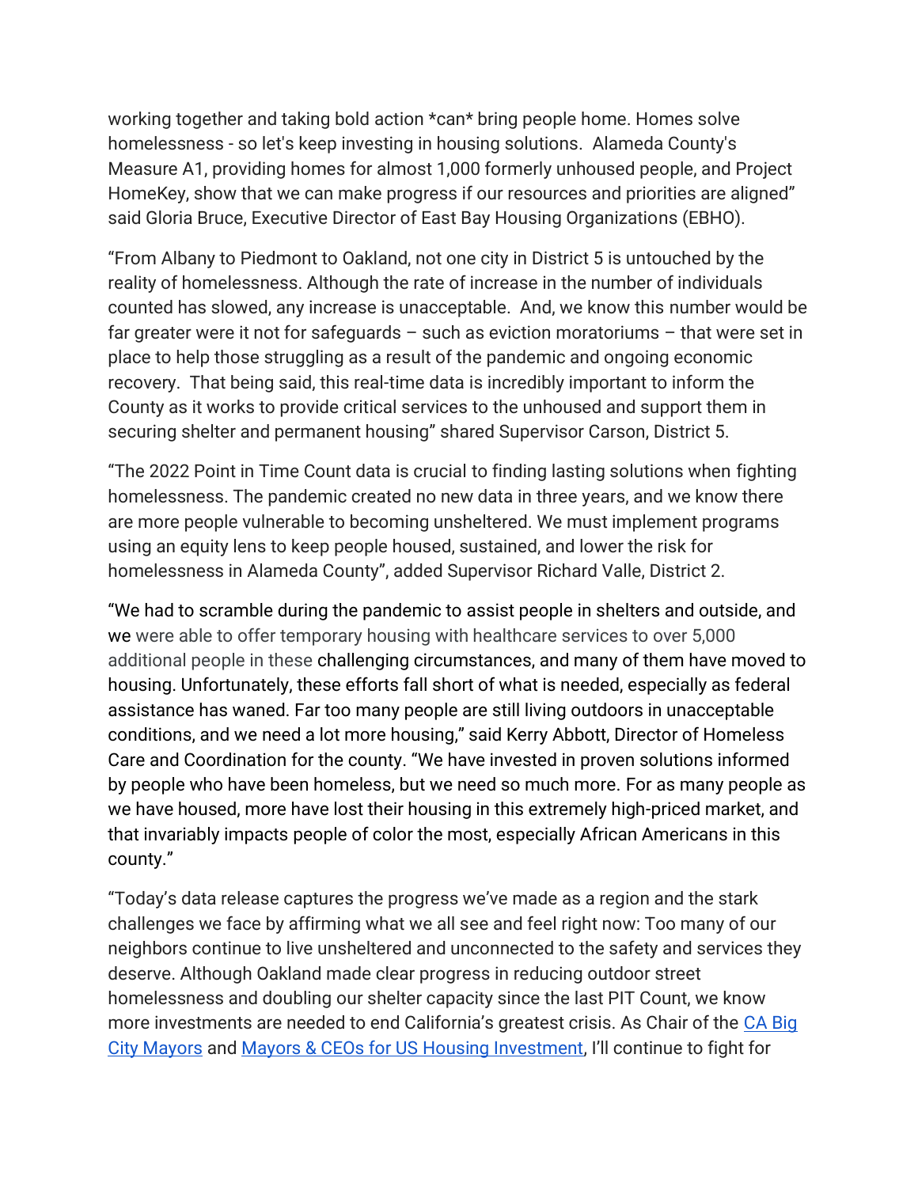working together and taking bold action *can* bring people home. Homes solve homelessness - so let's keep investing in housing solutions.  Alameda County's Measure A1, providing homes for almost 1,000 formerly unhoused people, and Project HomeKey, show that we can make progress if our resources and priorities are aligned" said Gloria Bruce, Executive Director of East Bay Housing Organizations (EBHO).

"From Albany to Piedmont to Oakland, not one city in District 5 is untouched by the reality of homelessness. Although the rate of increase in the number of individuals counted has slowed, any increase is unacceptable.  And, we know this number would be far greater were it not for safeguards – such as eviction moratoriums – that were set in place to help those struggling as a result of the pandemic and ongoing economic recovery.  That being said, this real-time data is incredibly important to inform the County as it works to provide critical services to the unhoused and support them in securing shelter and permanent housing" shared Supervisor Carson, District 5.

"The 2022 Point in Time Count data is crucial to finding lasting solutions when fighting homelessness. The pandemic created no new data in three years, and we know there are more people vulnerable to becoming unsheltered. We must implement programs using an equity lens to keep people housed, sustained, and lower the risk for homelessness in Alameda County", added Supervisor Richard Valle, District 2.

"We had to scramble during the pandemic to assist people in shelters and outside, and we were able to offer temporary housing with healthcare services to over 5,000 additional people in these challenging circumstances, and many of them have moved to housing. Unfortunately, these efforts fall short of what is needed, especially as federal assistance has waned. Far too many people are still living outdoors in unacceptable conditions, and we need a lot more housing," said Kerry Abbott, Director of Homeless Care and Coordination for the county. "We have invested in proven solutions informed by people who have been homeless, but we need so much more. For as many people as we have housed, more have lost their housing in this extremely high-priced market, and that invariably impacts people of color the most, especially African Americans in this county."

"Today's data release captures the progress we've made as a region and the stark challenges we face by affirming what we all see and feel right now: Too many of our neighbors continue to live unsheltered and unconnected to the safety and services they deserve. Although Oakland made clear progress in reducing outdoor street homelessness and doubling our shelter capacity since the last PIT Count, we know more investments are needed to end California's greatest crisis. As Chair of the CA Big City Mayors and Mayors & CEOs for US Housing Investment, I'll continue to fight for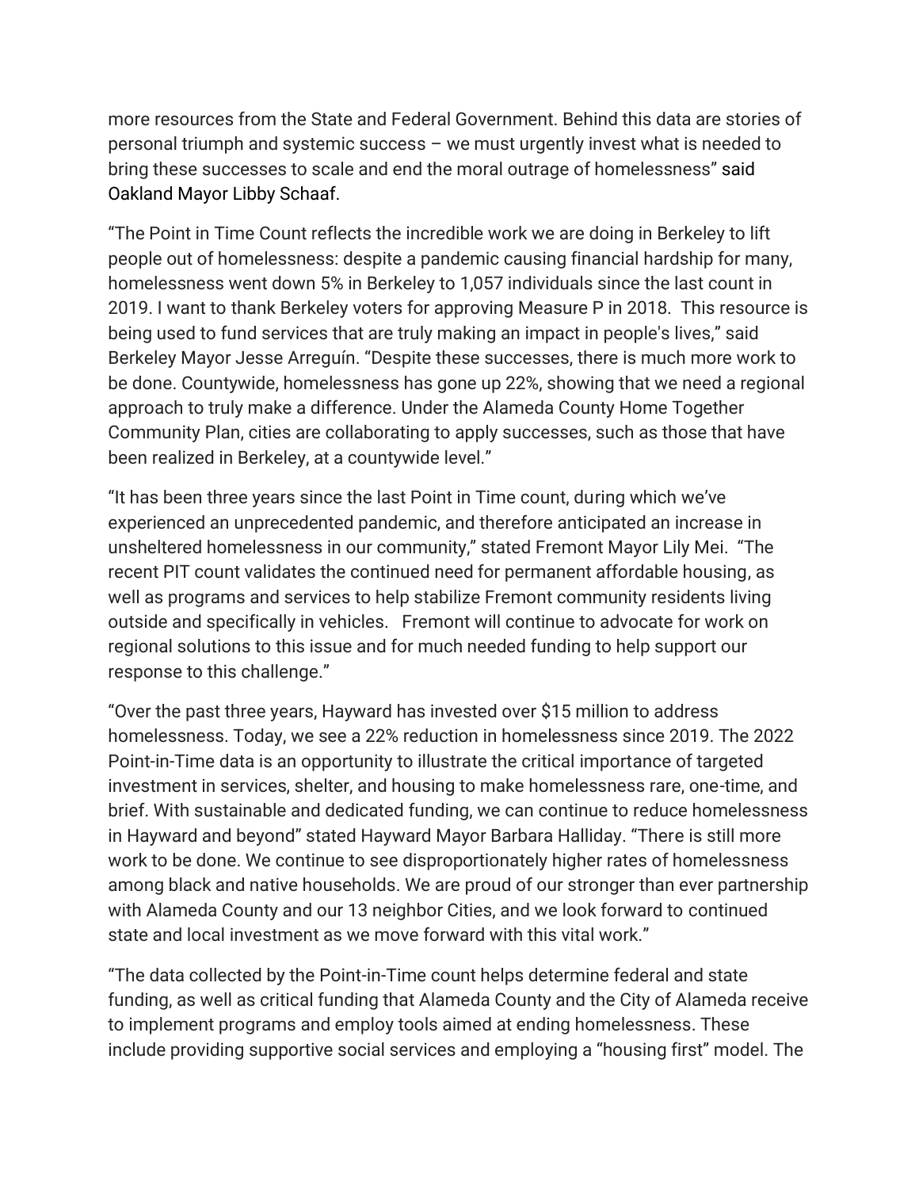more resources from the State and Federal Government. Behind this data are stories of personal triumph and systemic success – we must urgently invest what is needed to bring these successes to scale and end the moral outrage of homelessness" said Oakland Mayor Libby Schaaf.

"The Point in Time Count reflects the incredible work we are doing in Berkeley to lift people out of homelessness: despite a pandemic causing financial hardship for many, homelessness went down 5% in Berkeley to 1,057 individuals since the last count in 2019. I want to thank Berkeley voters for approving Measure P in 2018. This resource is being used to fund services that are truly making an impact in people's lives," said Berkeley Mayor Jesse Arreguín. "Despite these successes, there is much more work to be done. Countywide, homelessness has gone up 22%, showing that we need a regional approach to truly make a difference. Under the Alameda County Home Together Community Plan, cities are collaborating to apply successes, such as those that have been realized in Berkeley, at a countywide level."

"It has been three years since the last Point in Time count, during which we've experienced an unprecedented pandemic, and therefore anticipated an increase in unsheltered homelessness in our community," stated Fremont Mayor Lily Mei. "The recent PIT count validates the continued need for permanent affordable housing, as well as programs and services to help stabilize Fremont community residents living outside and specifically in vehicles. Fremont will continue to advocate for work on regional solutions to this issue and for much needed funding to help support our response to this challenge."

"Over the past three years, Hayward has invested over $15 million to address homelessness. Today, we see a 22% reduction in homelessness since 2019. The 2022 Point-in-Time data is an opportunity to illustrate the critical importance of targeted investment in services, shelter, and housing to make homelessness rare, one-time, and brief. With sustainable and dedicated funding, we can continue to reduce homelessness in Hayward and beyond" stated Hayward Mayor Barbara Halliday. "There is still more work to be done. We continue to see disproportionately higher rates of homelessness among black and native households. We are proud of our stronger than ever partnership with Alameda County and our 13 neighbor Cities, and we look forward to continued state and local investment as we move forward with this vital work."

"The data collected by the Point-in-Time count helps determine federal and state funding, as well as critical funding that Alameda County and the City of Alameda receive to implement programs and employ tools aimed at ending homelessness. These include providing supportive social services and employing a "housing first" model. The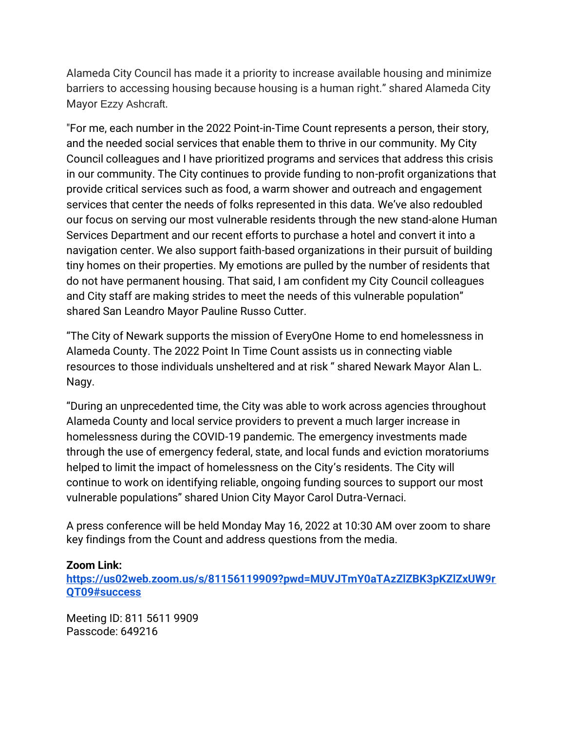Alameda City Council has made it a priority to increase available housing and minimize barriers to accessing housing because housing is a human right." shared Alameda City Mayor Ezzy Ashcraft.

"For me, each number in the 2022 Point-in-Time Count represents a person, their story, and the needed social services that enable them to thrive in our community. My City Council colleagues and I have prioritized programs and services that address this crisis in our community. The City continues to provide funding to non-profit organizations that provide critical services such as food, a warm shower and outreach and engagement services that center the needs of folks represented in this data. We've also redoubled our focus on serving our most vulnerable residents through the new stand-alone Human Services Department and our recent efforts to purchase a hotel and convert it into a navigation center. We also support faith-based organizations in their pursuit of building tiny homes on their properties. My emotions are pulled by the number of residents that do not have permanent housing. That said, I am confident my City Council colleagues and City staff are making strides to meet the needs of this vulnerable population" shared San Leandro Mayor Pauline Russo Cutter.

"The City of Newark supports the mission of EveryOne Home to end homelessness in Alameda County. The 2022 Point In Time Count assists us in connecting viable resources to those individuals unsheltered and at risk " shared Newark Mayor Alan L. Nagy.

"During an unprecedented time, the City was able to work across agencies throughout Alameda County and local service providers to prevent a much larger increase in homelessness during the COVID-19 pandemic. The emergency investments made through the use of emergency federal, state, and local funds and eviction moratoriums helped to limit the impact of homelessness on the City's residents. The City will continue to work on identifying reliable, ongoing funding sources to support our most vulnerable populations" shared Union City Mayor Carol Dutra-Vernaci.

A press conference will be held Monday May 16, 2022 at 10:30 AM over zoom to share key findings from the Count and address questions from the media.

**Zoom Link:**
**https://us02web.zoom.us/s/81156119909?pwd=MUVJTmY0aTAzZlZBK3pKZlZxUW9rQT09#success**

Meeting ID: 811 5611 9909
Passcode: 649216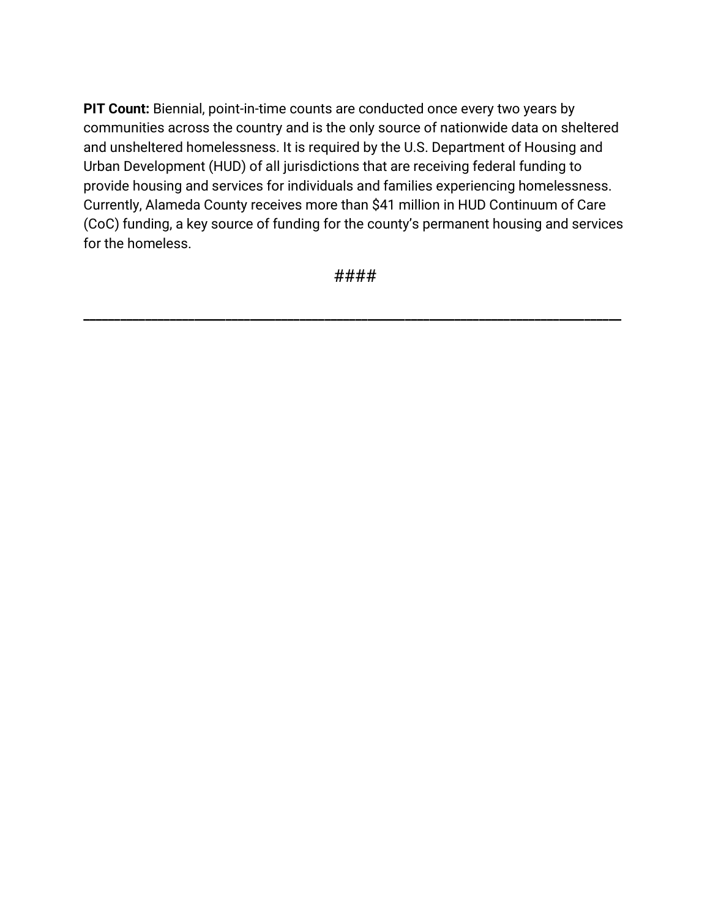**PIT Count:** Biennial, point-in-time counts are conducted once every two years by communities across the country and is the only source of nationwide data on sheltered and unsheltered homelessness. It is required by the U.S. Department of Housing and Urban Development (HUD) of all jurisdictions that are receiving federal funding to provide housing and services for individuals and families experiencing homelessness. Currently, Alameda County receives more than $41 million in HUD Continuum of Care (CoC) funding, a key source of funding for the county's permanent housing and services for the homeless.

####

---